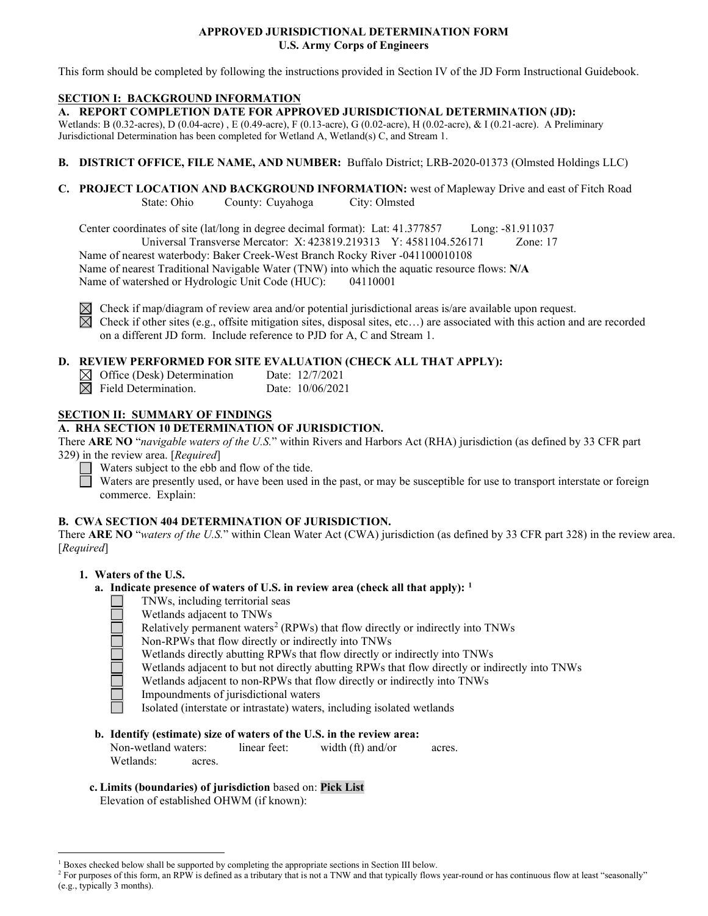**APPROVED JURISDICTIONAL DETERMINATION FORM**
**U.S. Army Corps of Engineers**

This form should be completed by following the instructions provided in Section IV of the JD Form Instructional Guidebook.

## SECTION I: BACKGROUND INFORMATION

**A. REPORT COMPLETION DATE FOR APPROVED JURISDICTIONAL DETERMINATION (JD):**
Wetlands: B (0.32-acres), D (0.04-acre) , E (0.49-acre), F (0.13-acre), G (0.02-acre), H (0.02-acre), & I (0.21-acre). A Preliminary Jurisdictional Determination has been completed for Wetland A, Wetland(s) C, and Stream 1.

**B. DISTRICT OFFICE, FILE NAME, AND NUMBER:** Buffalo District; LRB-2020-01373 (Olmsted Holdings LLC)

**C. PROJECT LOCATION AND BACKGROUND INFORMATION:** west of Mapleway Drive and east of Fitch Road
State: Ohio County: Cuyahoga City: Olmsted

Center coordinates of site (lat/long in degree decimal format): Lat: 41.377857 Long: -81.911037
Universal Transverse Mercator: X: 423819.219313 Y: 4581104.526171 Zone: 17
Name of nearest waterbody: Baker Creek-West Branch Rocky River -041100010108
Name of nearest Traditional Navigable Water (TNW) into which the aquatic resource flows: **N/A**
Name of watershed or Hydrologic Unit Code (HUC): 04110001

☒ Check if map/diagram of review area and/or potential jurisdictional areas is/are available upon request.
☒ Check if other sites (e.g., offsite mitigation sites, disposal sites, etc…) are associated with this action and are recorded on a different JD form. Include reference to PJD for A, C and Stream 1.

**D. REVIEW PERFORMED FOR SITE EVALUATION (CHECK ALL THAT APPLY):**
☒ Office (Desk) Determination Date: 12/7/2021
☒ Field Determination. Date: 10/06/2021

## SECTION II: SUMMARY OF FINDINGS

**A. RHA SECTION 10 DETERMINATION OF JURISDICTION.**

There **ARE NO** "*navigable waters of the U.S.*" within Rivers and Harbors Act (RHA) jurisdiction (as defined by 33 CFR part 329) in the review area. [*Required*]

☐ Waters subject to the ebb and flow of the tide.
☐ Waters are presently used, or have been used in the past, or may be susceptible for use to transport interstate or foreign commerce. Explain:

**B. CWA SECTION 404 DETERMINATION OF JURISDICTION.**

There **ARE NO** "*waters of the U.S.*" within Clean Water Act (CWA) jurisdiction (as defined by 33 CFR part 328) in the review area. [*Required*]

**1. Waters of the U.S.**

**a. Indicate presence of waters of U.S. in review area (check all that apply):** [1]

☐ TNWs, including territorial seas
☐ Wetlands adjacent to TNWs
☐ Relatively permanent waters[2] (RPWs) that flow directly or indirectly into TNWs
☐ Non-RPWs that flow directly or indirectly into TNWs
☐ Wetlands directly abutting RPWs that flow directly or indirectly into TNWs
☐ Wetlands adjacent to but not directly abutting RPWs that flow directly or indirectly into TNWs
☐ Wetlands adjacent to non-RPWs that flow directly or indirectly into TNWs
☐ Impoundments of jurisdictional waters
☐ Isolated (interstate or intrastate) waters, including isolated wetlands

**b. Identify (estimate) size of waters of the U.S. in the review area:**
Non-wetland waters: linear feet: width (ft) and/or acres.
Wetlands: acres.

**c. Limits (boundaries) of jurisdiction** based on: **Pick List**
Elevation of established OHWM (if known):

---

[1] Boxes checked below shall be supported by completing the appropriate sections in Section III below.
[2] For purposes of this form, an RPW is defined as a tributary that is not a TNW and that typically flows year-round or has continuous flow at least "seasonally" (e.g., typically 3 months).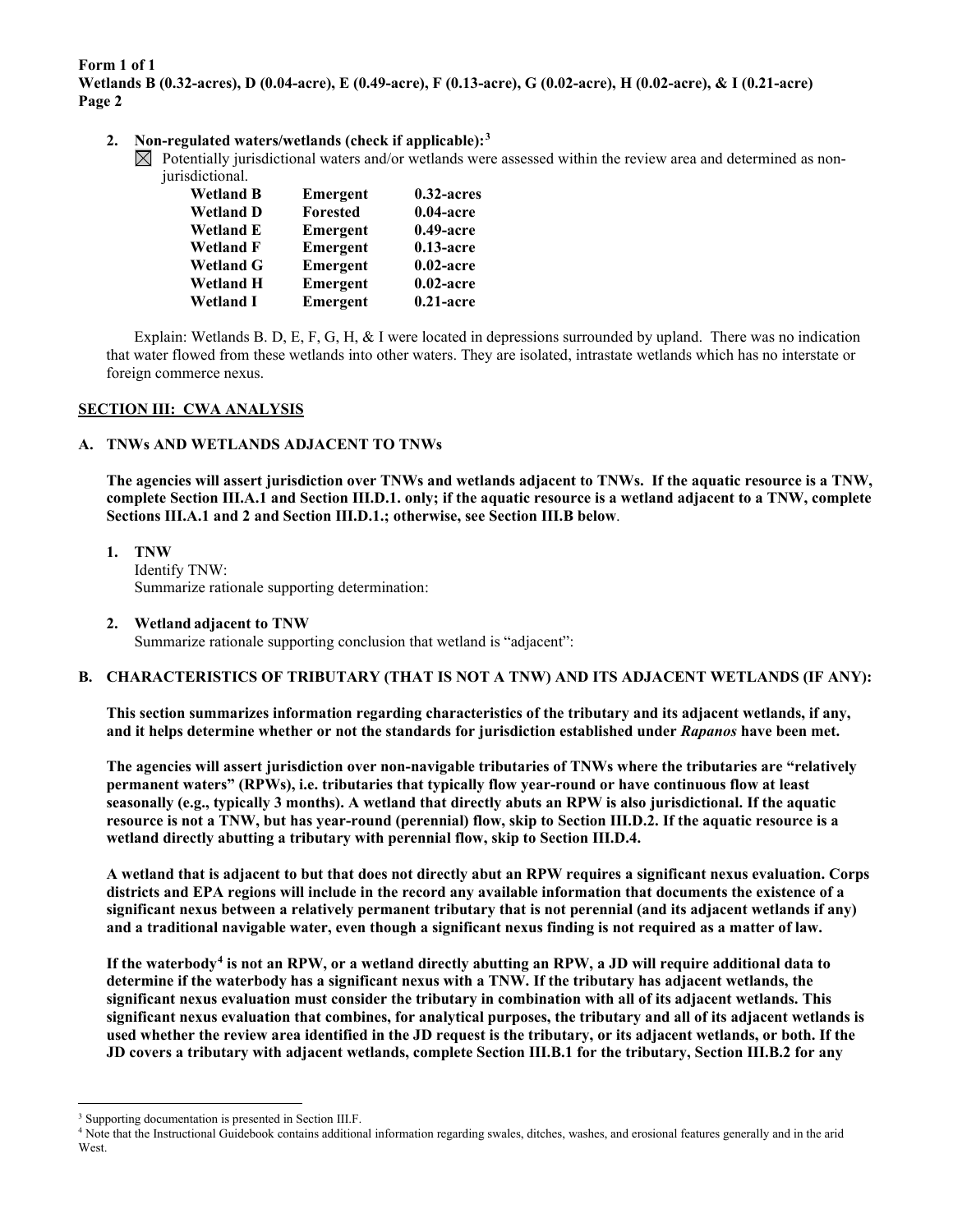**Form 1 of 1**
**Wetlands B (0.32-acres), D (0.04-acre), E (0.49-acre), F (0.13-acre), G (0.02-acre), H (0.02-acre), & I (0.21-acre)**

**2. Non-regulated waters/wetlands (check if applicable):**[3]

☒ Potentially jurisdictional waters and/or wetlands were assessed within the review area and determined as non-jurisdictional.

| | | |
|---|---|---|
| **Wetland B** | **Emergent** | **0.32-acres** |
| **Wetland D** | **Forested** | **0.04-acre** |
| **Wetland E** | **Emergent** | **0.49-acre** |
| **Wetland F** | **Emergent** | **0.13-acre** |
| **Wetland G** | **Emergent** | **0.02-acre** |
| **Wetland H** | **Emergent** | **0.02-acre** |
| **Wetland I** | **Emergent** | **0.21-acre** |

Explain: Wetlands B. D, E, F, G, H, & I were located in depressions surrounded by upland. There was no indication that water flowed from these wetlands into other waters. They are isolated, intrastate wetlands which has no interstate or foreign commerce nexus.

## SECTION III: CWA ANALYSIS

### A. TNWs AND WETLANDS ADJACENT TO TNWs

**The agencies will assert jurisdiction over TNWs and wetlands adjacent to TNWs. If the aquatic resource is a TNW, complete Section III.A.1 and Section III.D.1. only; if the aquatic resource is a wetland adjacent to a TNW, complete Sections III.A.1 and 2 and Section III.D.1.; otherwise, see Section III.B below**.

**1. TNW**
Identify TNW:
Summarize rationale supporting determination:

**2. Wetland adjacent to TNW**
Summarize rationale supporting conclusion that wetland is "adjacent":

### B. CHARACTERISTICS OF TRIBUTARY (THAT IS NOT A TNW) AND ITS ADJACENT WETLANDS (IF ANY):

**This section summarizes information regarding characteristics of the tributary and its adjacent wetlands, if any, and it helps determine whether or not the standards for jurisdiction established under *Rapanos* have been met.**

**The agencies will assert jurisdiction over non-navigable tributaries of TNWs where the tributaries are "relatively permanent waters" (RPWs), i.e. tributaries that typically flow year-round or have continuous flow at least seasonally (e.g., typically 3 months). A wetland that directly abuts an RPW is also jurisdictional. If the aquatic resource is not a TNW, but has year-round (perennial) flow, skip to Section III.D.2. If the aquatic resource is a wetland directly abutting a tributary with perennial flow, skip to Section III.D.4.**

**A wetland that is adjacent to but that does not directly abut an RPW requires a significant nexus evaluation. Corps districts and EPA regions will include in the record any available information that documents the existence of a significant nexus between a relatively permanent tributary that is not perennial (and its adjacent wetlands if any) and a traditional navigable water, even though a significant nexus finding is not required as a matter of law.**

**If the waterbody[4] is not an RPW, or a wetland directly abutting an RPW, a JD will require additional data to determine if the waterbody has a significant nexus with a TNW. If the tributary has adjacent wetlands, the significant nexus evaluation must consider the tributary in combination with all of its adjacent wetlands. This significant nexus evaluation that combines, for analytical purposes, the tributary and all of its adjacent wetlands is used whether the review area identified in the JD request is the tributary, or its adjacent wetlands, or both. If the JD covers a tributary with adjacent wetlands, complete Section III.B.1 for the tributary, Section III.B.2 for any**

---

[3] Supporting documentation is presented in Section III.F.

[4] Note that the Instructional Guidebook contains additional information regarding swales, ditches, washes, and erosional features generally and in the arid West.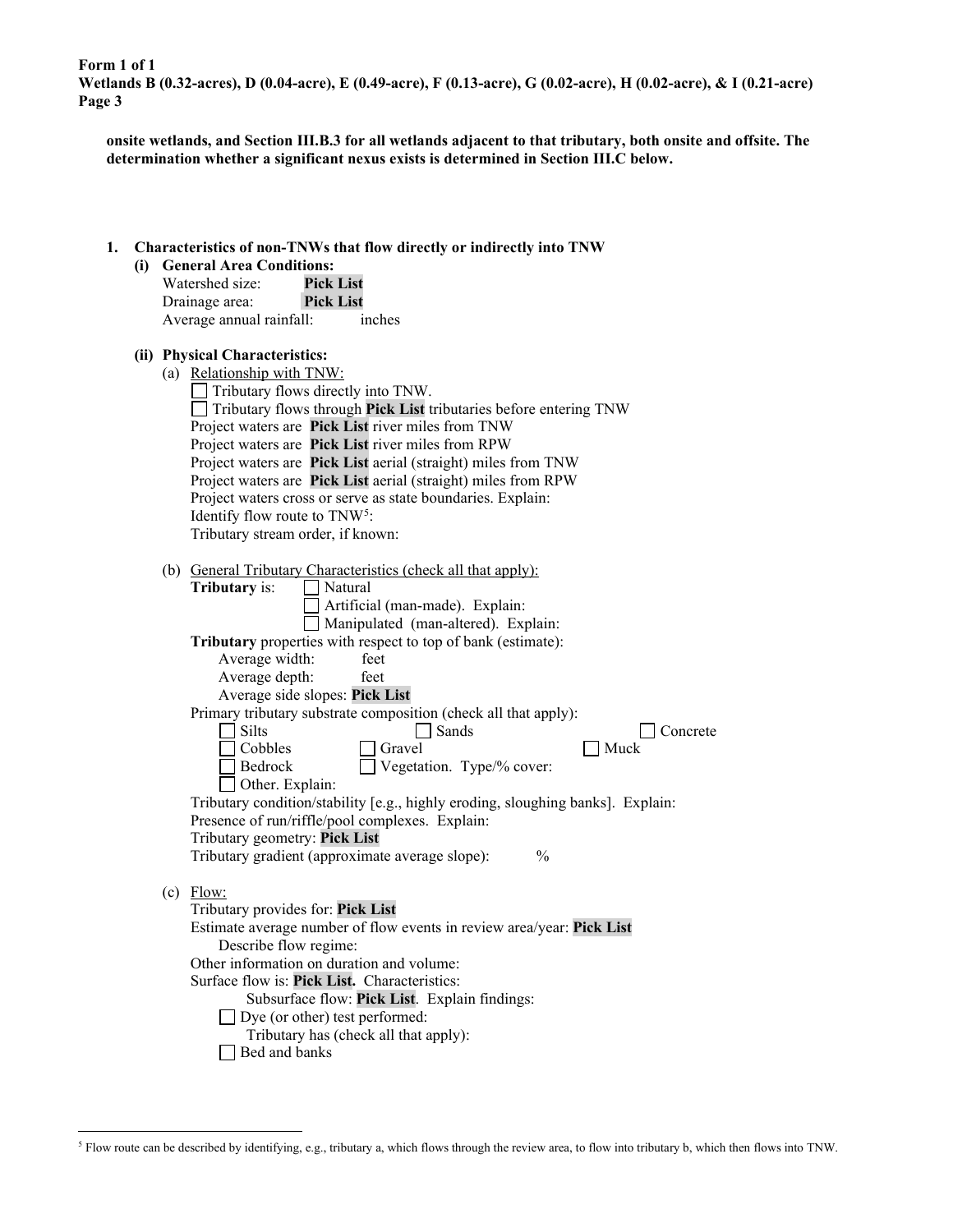**onsite wetlands, and Section III.B.3 for all wetlands adjacent to that tributary, both onsite and offsite. The determination whether a significant nexus exists is determined in Section III.C below.**

**1. Characteristics of non-TNWs that flow directly or indirectly into TNW**

**(i) General Area Conditions:**

Watershed size: **Pick List**
Drainage area: **Pick List**
Average annual rainfall: inches

**(ii) Physical Characteristics:**

(a) Relationship with TNW:

☐ Tributary flows directly into TNW.
☐ Tributary flows through **Pick List** tributaries before entering TNW
Project waters are **Pick List** river miles from TNW
Project waters are **Pick List** river miles from RPW
Project waters are **Pick List** aerial (straight) miles from TNW
Project waters are **Pick List** aerial (straight) miles from RPW
Project waters cross or serve as state boundaries. Explain:
Identify flow route to TNW[5]:
Tributary stream order, if known:

(b) General Tributary Characteristics (check all that apply):

**Tributary** is: ☐ Natural
☐ Artificial (man-made). Explain:
☐ Manipulated (man-altered). Explain:

**Tributary** properties with respect to top of bank (estimate):
Average width: feet
Average depth: feet
Average side slopes: **Pick List**

Primary tributary substrate composition (check all that apply):
☐ Silts ☐ Sands ☐ Concrete
☐ Cobbles ☐ Gravel ☐ Muck
☐ Bedrock ☐ Vegetation. Type/% cover:
☐ Other. Explain:

Tributary condition/stability [e.g., highly eroding, sloughing banks]. Explain:
Presence of run/riffle/pool complexes. Explain:
Tributary geometry: **Pick List**
Tributary gradient (approximate average slope): %

(c) Flow:

Tributary provides for: **Pick List**
Estimate average number of flow events in review area/year: **Pick List**
Describe flow regime:
Other information on duration and volume:
Surface flow is: **Pick List.** Characteristics:
Subsurface flow: **Pick List**. Explain findings:
☐ Dye (or other) test performed:
Tributary has (check all that apply):
☐ Bed and banks

[5] Flow route can be described by identifying, e.g., tributary a, which flows through the review area, to flow into tributary b, which then flows into TNW.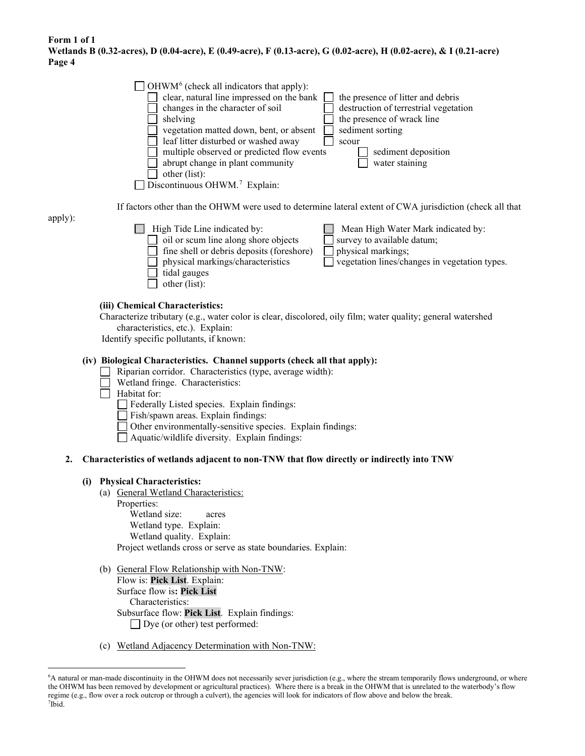**Form 1 of 1**
**Wetlands B (0.32-acres), D (0.04-acre), E (0.49-acre), F (0.13-acre), G (0.02-acre), H (0.02-acre), & I (0.21-acre)**

☐ OHWM[6] (check all indicators that apply):

- ☐ clear, natural line impressed on the bank
- ☐ changes in the character of soil
- ☐ shelving
- ☐ vegetation matted down, bent, or absent
- ☐ leaf litter disturbed or washed away
- ☐ multiple observed or predicted flow events
- ☐ abrupt change in plant community
- ☐ other (list):
- ☐ the presence of litter and debris
- ☐ destruction of terrestrial vegetation
- ☐ the presence of wrack line
- ☐ sediment sorting
- ☐ scour
- ☐ sediment deposition
- ☐ water staining

☐ Discontinuous OHWM.[7] Explain:

If factors other than the OHWM were used to determine lateral extent of CWA jurisdiction (check all that apply):

☐ High Tide Line indicated by:

- ☐ oil or scum line along shore objects
- ☐ fine shell or debris deposits (foreshore)
- ☐ physical markings/characteristics
- ☐ tidal gauges
- ☐ other (list):

☐ Mean High Water Mark indicated by:

- ☐ survey to available datum;
- ☐ physical markings;
- ☐ vegetation lines/changes in vegetation types.

**(iii) Chemical Characteristics:**

Characterize tributary (e.g., water color is clear, discolored, oily film; water quality; general watershed characteristics, etc.). Explain:

Identify specific pollutants, if known:

**(iv) Biological Characteristics. Channel supports (check all that apply):**

- ☐ Riparian corridor. Characteristics (type, average width):
- ☐ Wetland fringe. Characteristics:
- ☐ Habitat for:
  - ☐ Federally Listed species. Explain findings:
  - ☐ Fish/spawn areas. Explain findings:
  - ☐ Other environmentally-sensitive species. Explain findings:
  - ☐ Aquatic/wildlife diversity. Explain findings:

**2. Characteristics of wetlands adjacent to non-TNW that flow directly or indirectly into TNW**

**(i) Physical Characteristics:**

(a) General Wetland Characteristics:

Properties:

Wetland size: acres

Wetland type. Explain:

Wetland quality. Explain:

Project wetlands cross or serve as state boundaries. Explain:

(b) General Flow Relationship with Non-TNW:

Flow is: **Pick List**. Explain:

Surface flow is: **Pick List**

Characteristics:

Subsurface flow: **Pick List**. Explain findings:

☐ Dye (or other) test performed:

(c) Wetland Adjacency Determination with Non-TNW:

---

[6] A natural or man-made discontinuity in the OHWM does not necessarily sever jurisdiction (e.g., where the stream temporarily flows underground, or where the OHWM has been removed by development or agricultural practices). Where there is a break in the OHWM that is unrelated to the waterbody's flow regime (e.g., flow over a rock outcrop or through a culvert), the agencies will look for indicators of flow above and below the break.

[7] Ibid.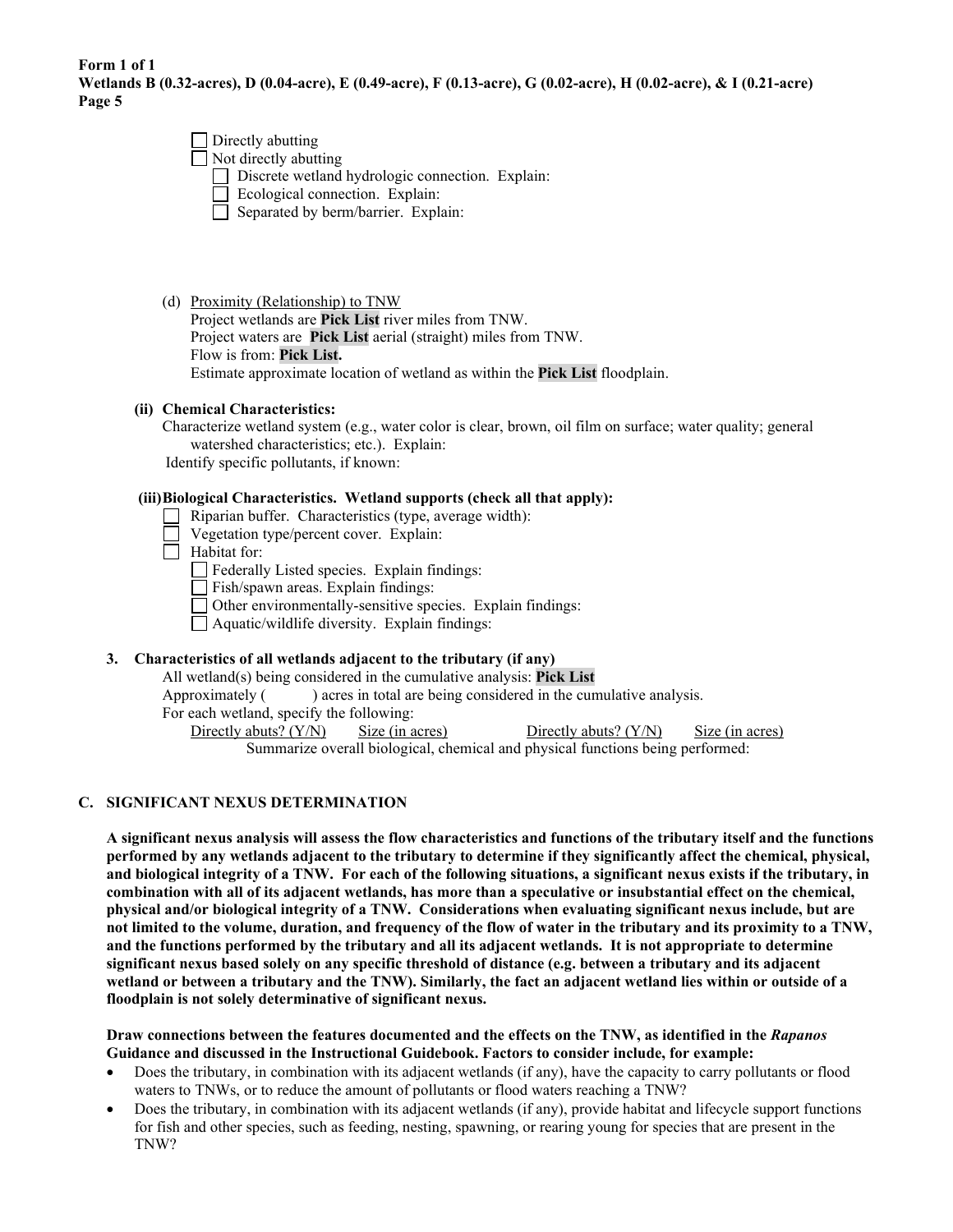Directly abutting

Not directly abutting

- Discrete wetland hydrologic connection. Explain:
- Ecological connection. Explain:
- Separated by berm/barrier. Explain:

(d) Proximity (Relationship) to TNW

Project wetlands are **Pick List** river miles from TNW.

Project waters are **Pick List** aerial (straight) miles from TNW.

Flow is from: **Pick List.**

Estimate approximate location of wetland as within the **Pick List** floodplain.

**(ii) Chemical Characteristics:**

Characterize wetland system (e.g., water color is clear, brown, oil film on surface; water quality; general watershed characteristics; etc.). Explain:

Identify specific pollutants, if known:

**(iii) Biological Characteristics. Wetland supports (check all that apply):**

- Riparian buffer. Characteristics (type, average width):
- Vegetation type/percent cover. Explain:
- Habitat for:
  - Federally Listed species. Explain findings:
  - Fish/spawn areas. Explain findings:
  - Other environmentally-sensitive species. Explain findings:
  - Aquatic/wildlife diversity. Explain findings:

**3. Characteristics of all wetlands adjacent to the tributary (if any)**

All wetland(s) being considered in the cumulative analysis: **Pick List**

Approximately (          ) acres in total are being considered in the cumulative analysis.

For each wetland, specify the following:

| Directly abuts? (Y/N) | Size (in acres) | Directly abuts? (Y/N) | Size (in acres) |
|---|---|---|---|

Summarize overall biological, chemical and physical functions being performed:

## C. SIGNIFICANT NEXUS DETERMINATION

**A significant nexus analysis will assess the flow characteristics and functions of the tributary itself and the functions performed by any wetlands adjacent to the tributary to determine if they significantly affect the chemical, physical, and biological integrity of a TNW. For each of the following situations, a significant nexus exists if the tributary, in combination with all of its adjacent wetlands, has more than a speculative or insubstantial effect on the chemical, physical and/or biological integrity of a TNW. Considerations when evaluating significant nexus include, but are not limited to the volume, duration, and frequency of the flow of water in the tributary and its proximity to a TNW, and the functions performed by the tributary and all its adjacent wetlands. It is not appropriate to determine significant nexus based solely on any specific threshold of distance (e.g. between a tributary and its adjacent wetland or between a tributary and the TNW). Similarly, the fact an adjacent wetland lies within or outside of a floodplain is not solely determinative of significant nexus.**

**Draw connections between the features documented and the effects on the TNW, as identified in the *Rapanos* Guidance and discussed in the Instructional Guidebook. Factors to consider include, for example:**

- Does the tributary, in combination with its adjacent wetlands (if any), have the capacity to carry pollutants or flood waters to TNWs, or to reduce the amount of pollutants or flood waters reaching a TNW?
- Does the tributary, in combination with its adjacent wetlands (if any), provide habitat and lifecycle support functions for fish and other species, such as feeding, nesting, spawning, or rearing young for species that are present in the TNW?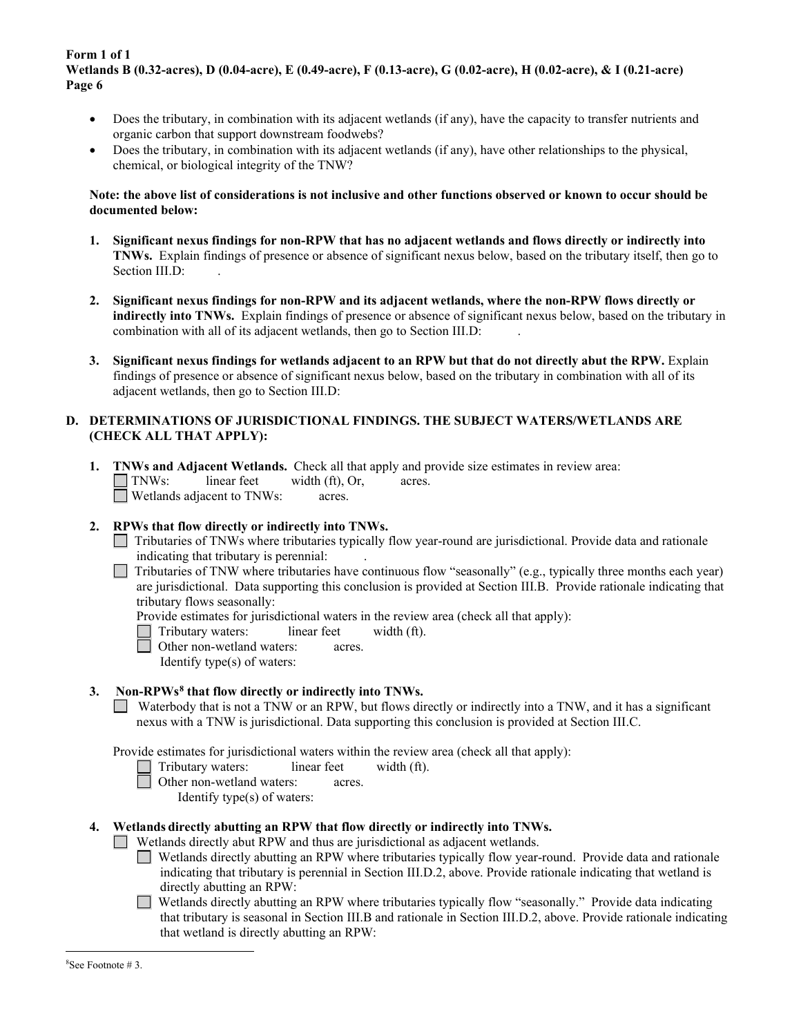**Form 1 of 1**
**Wetlands B (0.32-acres), D (0.04-acre), E (0.49-acre), F (0.13-acre), G (0.02-acre), H (0.02-acre), & I (0.21-acre)**

- Does the tributary, in combination with its adjacent wetlands (if any), have the capacity to transfer nutrients and organic carbon that support downstream foodwebs?
- Does the tributary, in combination with its adjacent wetlands (if any), have other relationships to the physical, chemical, or biological integrity of the TNW?

**Note: the above list of considerations is not inclusive and other functions observed or known to occur should be documented below:**

1. **Significant nexus findings for non-RPW that has no adjacent wetlands and flows directly or indirectly into TNWs.** Explain findings of presence or absence of significant nexus below, based on the tributary itself, then go to Section III.D: .

2. **Significant nexus findings for non-RPW and its adjacent wetlands, where the non-RPW flows directly or indirectly into TNWs.** Explain findings of presence or absence of significant nexus below, based on the tributary in combination with all of its adjacent wetlands, then go to Section III.D: .

3. **Significant nexus findings for wetlands adjacent to an RPW but that do not directly abut the RPW.** Explain findings of presence or absence of significant nexus below, based on the tributary in combination with all of its adjacent wetlands, then go to Section III.D:

## D. DETERMINATIONS OF JURISDICTIONAL FINDINGS. THE SUBJECT WATERS/WETLANDS ARE (CHECK ALL THAT APPLY):

1. **TNWs and Adjacent Wetlands.** Check all that apply and provide size estimates in review area:
   - ☐ TNWs: linear feet width (ft), Or, acres.
   - ☐ Wetlands adjacent to TNWs: acres.

2. **RPWs that flow directly or indirectly into TNWs.**
   - ☐ Tributaries of TNWs where tributaries typically flow year-round are jurisdictional. Provide data and rationale indicating that tributary is perennial: .
   - ☐ Tributaries of TNW where tributaries have continuous flow "seasonally" (e.g., typically three months each year) are jurisdictional. Data supporting this conclusion is provided at Section III.B. Provide rationale indicating that tributary flows seasonally:

   Provide estimates for jurisdictional waters in the review area (check all that apply):
   - ☐ Tributary waters: linear feet width (ft).
   - ☐ Other non-wetland waters: acres.
     Identify type(s) of waters:

3. **Non-RPWs[8] that flow directly or indirectly into TNWs.**
   - ☐ Waterbody that is not a TNW or an RPW, but flows directly or indirectly into a TNW, and it has a significant nexus with a TNW is jurisdictional. Data supporting this conclusion is provided at Section III.C.

   Provide estimates for jurisdictional waters within the review area (check all that apply):
   - ☐ Tributary waters: linear feet width (ft).
   - ☐ Other non-wetland waters: acres.
     Identify type(s) of waters:

4. **Wetlands directly abutting an RPW that flow directly or indirectly into TNWs.**
   - ☐ Wetlands directly abut RPW and thus are jurisdictional as adjacent wetlands.
     - ☐ Wetlands directly abutting an RPW where tributaries typically flow year-round. Provide data and rationale indicating that tributary is perennial in Section III.D.2, above. Provide rationale indicating that wetland is directly abutting an RPW:
     - ☐ Wetlands directly abutting an RPW where tributaries typically flow "seasonally." Provide data indicating that tributary is seasonal in Section III.B and rationale in Section III.D.2, above. Provide rationale indicating that wetland is directly abutting an RPW:

[8] See Footnote # 3.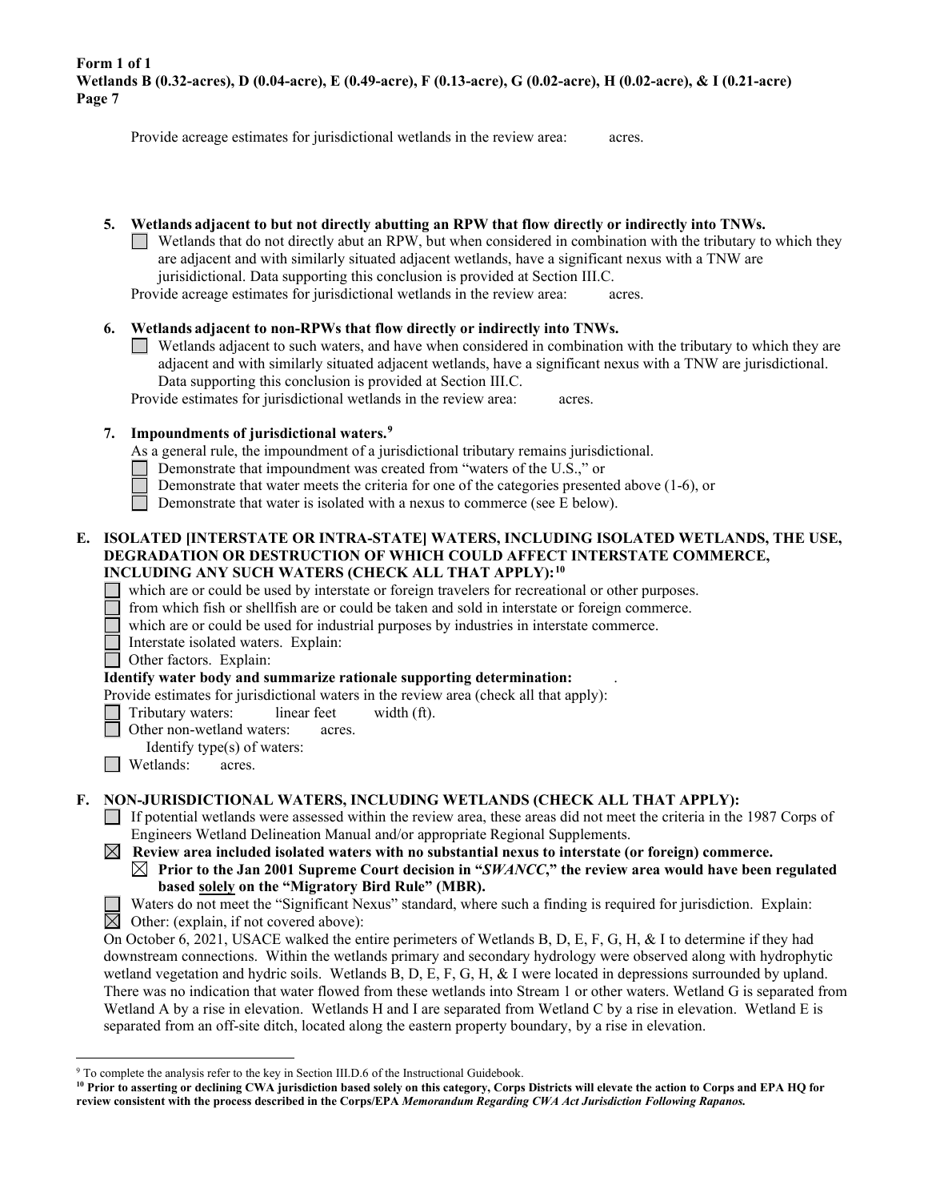Provide acreage estimates for jurisdictional wetlands in the review area: acres.

**5. Wetlands adjacent to but not directly abutting an RPW that flow directly or indirectly into TNWs.**

☐ Wetlands that do not directly abut an RPW, but when considered in combination with the tributary to which they are adjacent and with similarly situated adjacent wetlands, have a significant nexus with a TNW are jurisdictional. Data supporting this conclusion is provided at Section III.C.

Provide acreage estimates for jurisdictional wetlands in the review area: acres.

**6. Wetlands adjacent to non-RPWs that flow directly or indirectly into TNWs.**

☐ Wetlands adjacent to such waters, and have when considered in combination with the tributary to which they are adjacent and with similarly situated adjacent wetlands, have a significant nexus with a TNW are jurisdictional. Data supporting this conclusion is provided at Section III.C.

Provide estimates for jurisdictional wetlands in the review area: acres.

**7. Impoundments of jurisdictional waters.**[9]

As a general rule, the impoundment of a jurisdictional tributary remains jurisdictional.

☐ Demonstrate that impoundment was created from "waters of the U.S.," or

☐ Demonstrate that water meets the criteria for one of the categories presented above (1-6), or

☐ Demonstrate that water is isolated with a nexus to commerce (see E below).

## E. ISOLATED [INTERSTATE OR INTRA-STATE] WATERS, INCLUDING ISOLATED WETLANDS, THE USE, DEGRADATION OR DESTRUCTION OF WHICH COULD AFFECT INTERSTATE COMMERCE, INCLUDING ANY SUCH WATERS (CHECK ALL THAT APPLY):[10]

☐ which are or could be used by interstate or foreign travelers for recreational or other purposes.

☐ from which fish or shellfish are or could be taken and sold in interstate or foreign commerce.

☐ which are or could be used for industrial purposes by industries in interstate commerce.

☐ Interstate isolated waters. Explain:

☐ Other factors. Explain:

**Identify water body and summarize rationale supporting determination:** .

Provide estimates for jurisdictional waters in the review area (check all that apply):

☐ Tributary waters: linear feet width (ft).

☐ Other non-wetland waters: acres.

Identify type(s) of waters:

☐ Wetlands: acres.

## F. NON-JURISDICTIONAL WATERS, INCLUDING WETLANDS (CHECK ALL THAT APPLY):

☐ If potential wetlands were assessed within the review area, these areas did not meet the criteria in the 1987 Corps of Engineers Wetland Delineation Manual and/or appropriate Regional Supplements.

☒ **Review area included isolated waters with no substantial nexus to interstate (or foreign) commerce.**

☒ **Prior to the Jan 2001 Supreme Court decision in "*SWANCC*," the review area would have been regulated based solely on the "Migratory Bird Rule" (MBR).**

☐ Waters do not meet the "Significant Nexus" standard, where such a finding is required for jurisdiction. Explain:

☒ Other: (explain, if not covered above):

On October 6, 2021, USACE walked the entire perimeters of Wetlands B, D, E, F, G, H, & I to determine if they had downstream connections. Within the wetlands primary and secondary hydrology were observed along with hydrophytic wetland vegetation and hydric soils. Wetlands B, D, E, F, G, H, & I were located in depressions surrounded by upland. There was no indication that water flowed from these wetlands into Stream 1 or other waters. Wetland G is separated from Wetland A by a rise in elevation. Wetlands H and I are separated from Wetland C by a rise in elevation. Wetland E is separated from an off-site ditch, located along the eastern property boundary, by a rise in elevation.

---

[9] To complete the analysis refer to the key in Section III.D.6 of the Instructional Guidebook.

[10] **Prior to asserting or declining CWA jurisdiction based solely on this category, Corps Districts will elevate the action to Corps and EPA HQ for review consistent with the process described in the Corps/EPA *Memorandum Regarding CWA Act Jurisdiction Following Rapanos.***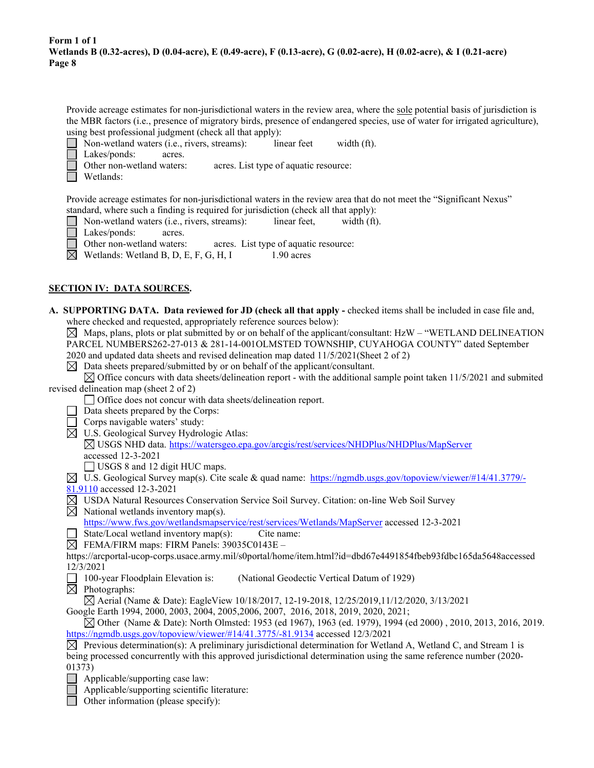**Form 1 of 1**
**Wetlands B (0.32-acres), D (0.04-acre), E (0.49-acre), F (0.13-acre), G (0.02-acre), H (0.02-acre), & I (0.21-acre)**

Provide acreage estimates for non-jurisdictional waters in the review area, where the sole potential basis of jurisdiction is the MBR factors (i.e., presence of migratory birds, presence of endangered species, use of water for irrigated agriculture), using best professional judgment (check all that apply):

☐ Non-wetland waters (i.e., rivers, streams): linear feet width (ft).
☐ Lakes/ponds: acres.
☐ Other non-wetland waters: acres. List type of aquatic resource:
☐ Wetlands:

Provide acreage estimates for non-jurisdictional waters in the review area that do not meet the "Significant Nexus" standard, where such a finding is required for jurisdiction (check all that apply):

☐ Non-wetland waters (i.e., rivers, streams): linear feet, width (ft).
☐ Lakes/ponds: acres.
☐ Other non-wetland waters: acres. List type of aquatic resource:
☒ Wetlands: Wetland B, D, E, F, G, H, I 1.90 acres

## SECTION IV: DATA SOURCES.

**A. SUPPORTING DATA. Data reviewed for JD (check all that apply -** checked items shall be included in case file and, where checked and requested, appropriately reference sources below):

☒ Maps, plans, plots or plat submitted by or on behalf of the applicant/consultant: HzW – "WETLAND DELINEATION PARCEL NUMBERS262-27-013 & 281-14-001OLMSTED TOWNSHIP, CUYAHOGA COUNTY" dated September 2020 and updated data sheets and revised delineation map dated 11/5/2021(Sheet 2 of 2)

☒ Data sheets prepared/submitted by or on behalf of the applicant/consultant.

☒ Office concurs with data sheets/delineation report - with the additional sample point taken 11/5/2021 and submited revised delineation map (sheet 2 of 2)

☐ Office does not concur with data sheets/delineation report.

☐ Data sheets prepared by the Corps:

☐ Corps navigable waters' study:

☒ U.S. Geological Survey Hydrologic Atlas:

☒ USGS NHD data. https://watersgeo.epa.gov/arcgis/rest/services/NHDPlus/NHDPlus/MapServer accessed 12-3-2021

☐ USGS 8 and 12 digit HUC maps.

☒ U.S. Geological Survey map(s). Cite scale & quad name: https://ngmdb.usgs.gov/topoview/viewer/#14/41.3779/-81.9110 accessed 12-3-2021

☒ USDA Natural Resources Conservation Service Soil Survey. Citation: on-line Web Soil Survey

☒ National wetlands inventory map(s). https://www.fws.gov/wetlandsmapservice/rest/services/Wetlands/MapServer accessed 12-3-2021

☐ State/Local wetland inventory map(s): Cite name:

☒ FEMA/FIRM maps: FIRM Panels: 39035C0143E – https://arcportal-ucop-corps.usace.army.mil/s0portal/home/item.html?id=dbd67e4491854fbeb93fdbc165da5648accessed 12/3/2021

☐ 100-year Floodplain Elevation is: (National Geodectic Vertical Datum of 1929)

☒ Photographs:

☒ Aerial (Name & Date): EagleView 10/18/2017, 12-19-2018, 12/25/2019,11/12/2020, 3/13/2021 Google Earth 1994, 2000, 2003, 2004, 2005,2006, 2007, 2016, 2018, 2019, 2020, 2021;

☒ Other (Name & Date): North Olmsted: 1953 (ed 1967), 1963 (ed. 1979), 1994 (ed 2000) , 2010, 2013, 2016, 2019. https://ngmdb.usgs.gov/topoview/viewer/#14/41.3775/-81.9134 accessed 12/3/2021

☒ Previous determination(s): A preliminary jurisdictional determination for Wetland A, Wetland C, and Stream 1 is being processed concurrently with this approved jurisdictional determination using the same reference number (2020-01373)

☐ Applicable/supporting case law:

☐ Applicable/supporting scientific literature:

☐ Other information (please specify):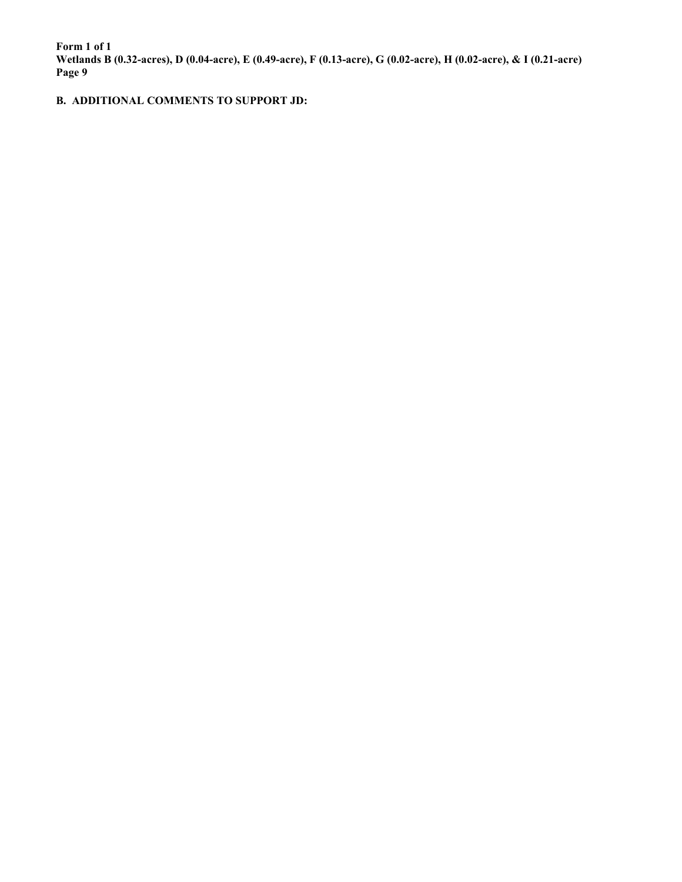## B. ADDITIONAL COMMENTS TO SUPPORT JD: